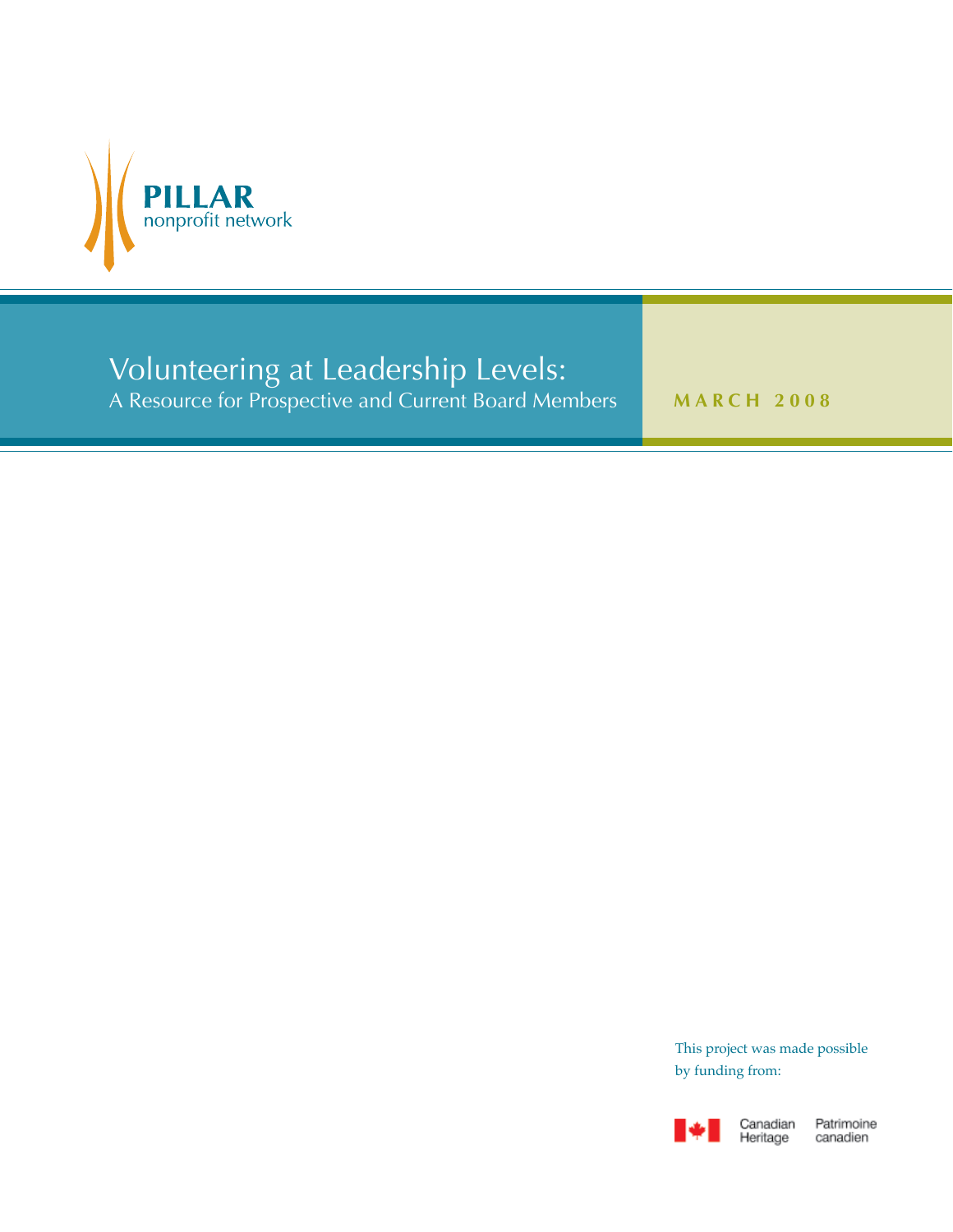**PILLAR**
nonprofit network

# Volunteering at Leadership Levels:
## A Resource for Prospective and Current Board Members

**MARCH 2008**

This project was made possible by funding from:

Canadian Heritage  Patrimoine canadien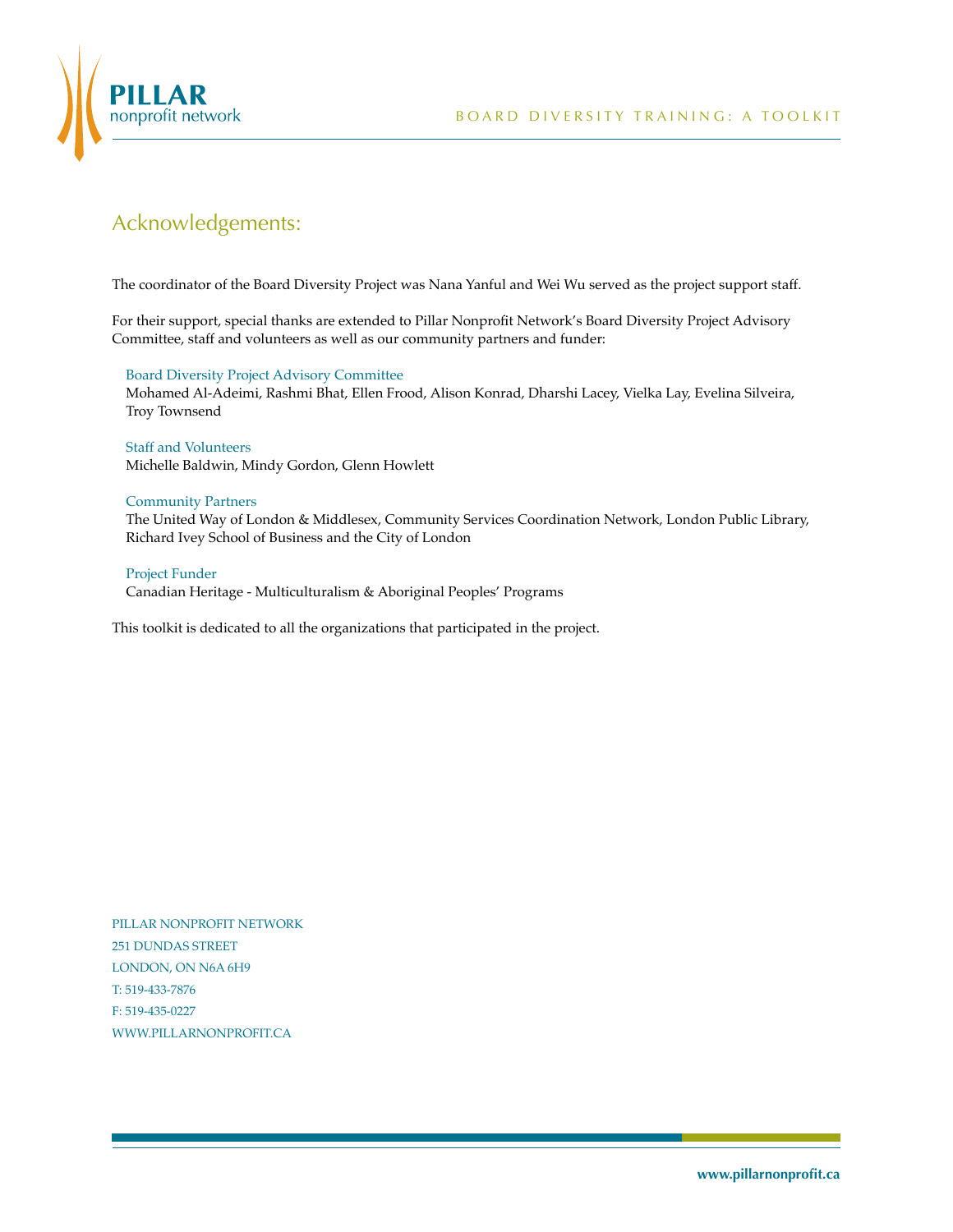## Acknowledgements:

The coordinator of the Board Diversity Project was Nana Yanful and Wei Wu served as the project support staff.

For their support, special thanks are extended to Pillar Nonprofit Network's Board Diversity Project Advisory Committee, staff and volunteers as well as our community partners and funder:

**Board Diversity Project Advisory Committee**
Mohamed Al-Adeimi, Rashmi Bhat, Ellen Frood, Alison Konrad, Dharshi Lacey, Vielka Lay, Evelina Silveira, Troy Townsend

**Staff and Volunteers**
Michelle Baldwin, Mindy Gordon, Glenn Howlett

**Community Partners**
The United Way of London & Middlesex, Community Services Coordination Network, London Public Library, Richard Ivey School of Business and the City of London

**Project Funder**
Canadian Heritage - Multiculturalism & Aboriginal Peoples' Programs

This toolkit is dedicated to all the organizations that participated in the project.

PILLAR NONPROFIT NETWORK
251 DUNDAS STREET
LONDON, ON N6A 6H9
T: 519-433-7876
F: 519-435-0227
WWW.PILLARNONPROFIT.CA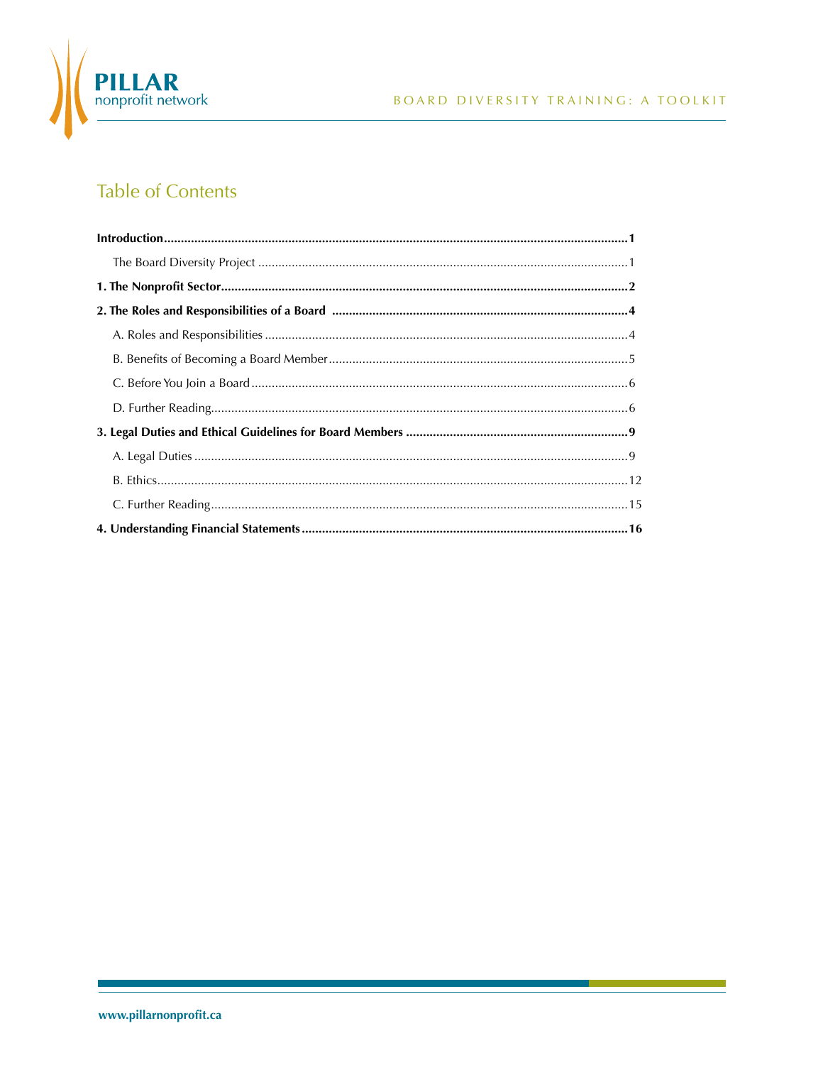# Table of Contents

**Introduction** .......... **1**

The Board Diversity Project .......... 1

**1. The Nonprofit Sector** .......... **2**

**2. The Roles and Responsibilities of a Board** .......... **4**

A. Roles and Responsibilities .......... 4

B. Benefits of Becoming a Board Member .......... 5

C. Before You Join a Board .......... 6

D. Further Reading .......... 6

**3. Legal Duties and Ethical Guidelines for Board Members** .......... **9**

A. Legal Duties .......... 9

B. Ethics .......... 12

C. Further Reading .......... 15

**4. Understanding Financial Statements** .......... **16**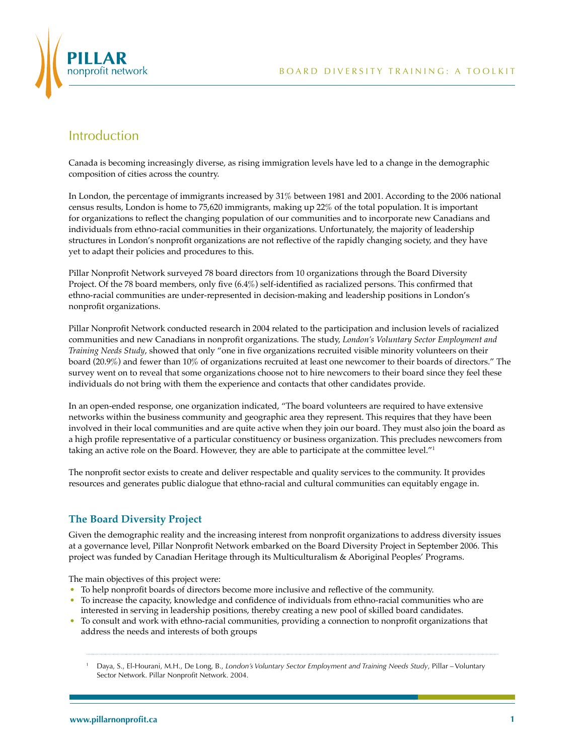## Introduction

Canada is becoming increasingly diverse, as rising immigration levels have led to a change in the demographic composition of cities across the country.

In London, the percentage of immigrants increased by 31% between 1981 and 2001. According to the 2006 national census results, London is home to 75,620 immigrants, making up 22% of the total population. It is important for organizations to reflect the changing population of our communities and to incorporate new Canadians and individuals from ethno-racial communities in their organizations. Unfortunately, the majority of leadership structures in London's nonprofit organizations are not reflective of the rapidly changing society, and they have yet to adapt their policies and procedures to this.

Pillar Nonprofit Network surveyed 78 board directors from 10 organizations through the Board Diversity Project. Of the 78 board members, only five (6.4%) self-identified as racialized persons. This confirmed that ethno-racial communities are under-represented in decision-making and leadership positions in London's nonprofit organizations.

Pillar Nonprofit Network conducted research in 2004 related to the participation and inclusion levels of racialized communities and new Canadians in nonprofit organizations. The study, *London's Voluntary Sector Employment and Training Needs Study*, showed that only "one in five organizations recruited visible minority volunteers on their board (20.9%) and fewer than 10% of organizations recruited at least one newcomer to their boards of directors." The survey went on to reveal that some organizations choose not to hire newcomers to their board since they feel these individuals do not bring with them the experience and contacts that other candidates provide.

In an open-ended response, one organization indicated, "The board volunteers are required to have extensive networks within the business community and geographic area they represent. This requires that they have been involved in their local communities and are quite active when they join our board. They must also join the board as a high profile representative of a particular constituency or business organization. This precludes newcomers from taking an active role on the Board. However, they are able to participate at the committee level."[1]

The nonprofit sector exists to create and deliver respectable and quality services to the community. It provides resources and generates public dialogue that ethno-racial and cultural communities can equitably engage in.

### The Board Diversity Project

Given the demographic reality and the increasing interest from nonprofit organizations to address diversity issues at a governance level, Pillar Nonprofit Network embarked on the Board Diversity Project in September 2006. This project was funded by Canadian Heritage through its Multiculturalism & Aboriginal Peoples' Programs.

The main objectives of this project were:

- To help nonprofit boards of directors become more inclusive and reflective of the community.
- To increase the capacity, knowledge and confidence of individuals from ethno-racial communities who are interested in serving in leadership positions, thereby creating a new pool of skilled board candidates.
- To consult and work with ethno-racial communities, providing a connection to nonprofit organizations that address the needs and interests of both groups

[1] Daya, S., El-Hourani, M.H., De Long, B., *London's Voluntary Sector Employment and Training Needs Study*, Pillar – Voluntary Sector Network. Pillar Nonprofit Network. 2004.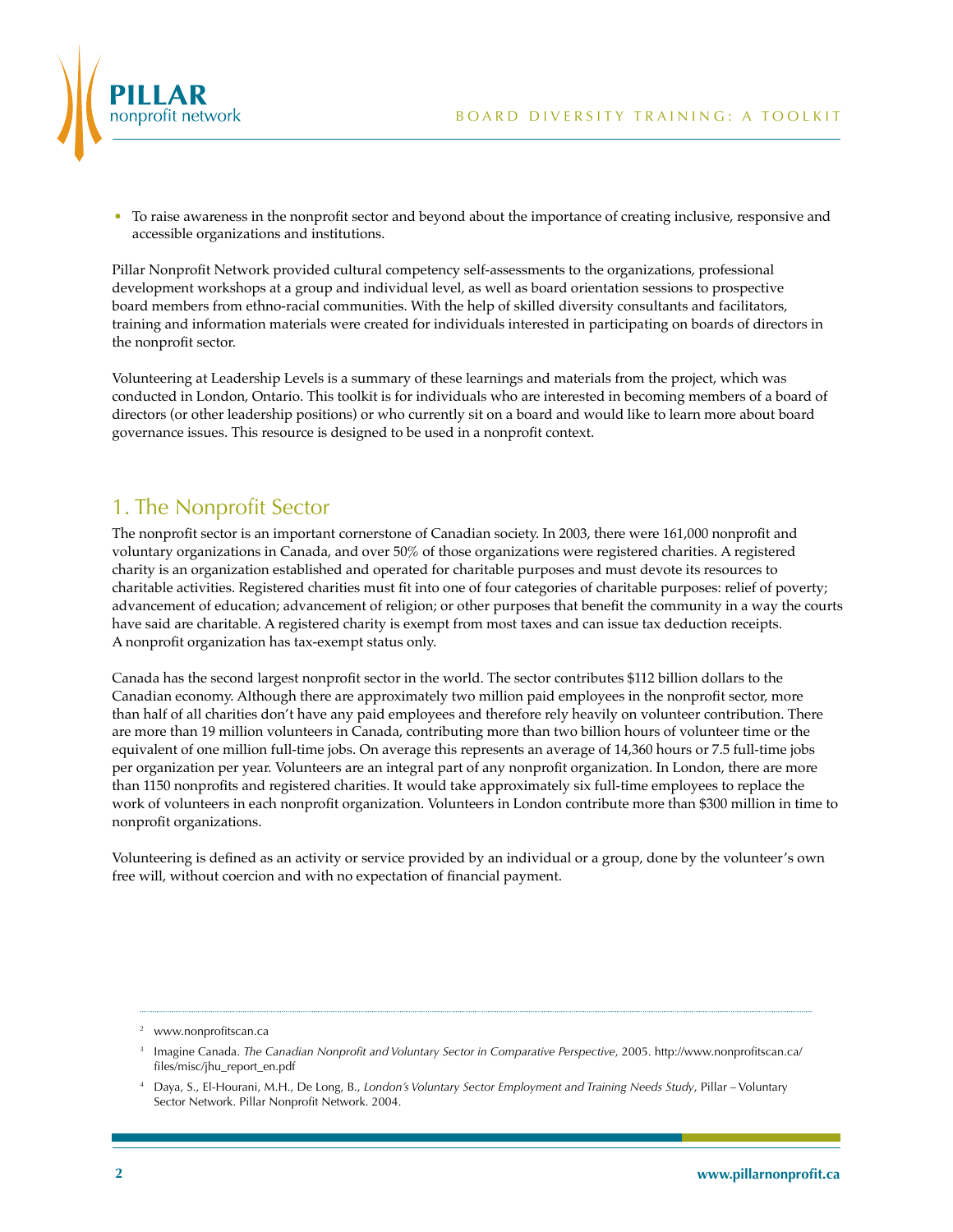- To raise awareness in the nonprofit sector and beyond about the importance of creating inclusive, responsive and accessible organizations and institutions.

Pillar Nonprofit Network provided cultural competency self-assessments to the organizations, professional development workshops at a group and individual level, as well as board orientation sessions to prospective board members from ethno-racial communities. With the help of skilled diversity consultants and facilitators, training and information materials were created for individuals interested in participating on boards of directors in the nonprofit sector.

Volunteering at Leadership Levels is a summary of these learnings and materials from the project, which was conducted in London, Ontario. This toolkit is for individuals who are interested in becoming members of a board of directors (or other leadership positions) or who currently sit on a board and would like to learn more about board governance issues. This resource is designed to be used in a nonprofit context.

## 1. The Nonprofit Sector

The nonprofit sector is an important cornerstone of Canadian society. In 2003, there were 161,000 nonprofit and voluntary organizations in Canada, and over 50% of those organizations were registered charities. A registered charity is an organization established and operated for charitable purposes and must devote its resources to charitable activities. Registered charities must fit into one of four categories of charitable purposes: relief of poverty; advancement of education; advancement of religion; or other purposes that benefit the community in a way the courts have said are charitable. A registered charity is exempt from most taxes and can issue tax deduction receipts. A nonprofit organization has tax-exempt status only.

Canada has the second largest nonprofit sector in the world. The sector contributes $112 billion dollars to the Canadian economy. Although there are approximately two million paid employees in the nonprofit sector, more than half of all charities don't have any paid employees and therefore rely heavily on volunteer contribution. There are more than 19 million volunteers in Canada, contributing more than two billion hours of volunteer time or the equivalent of one million full-time jobs. On average this represents an average of 14,360 hours or 7.5 full-time jobs per organization per year. Volunteers are an integral part of any nonprofit organization. In London, there are more than 1150 nonprofits and registered charities. It would take approximately six full-time employees to replace the work of volunteers in each nonprofit organization. Volunteers in London contribute more than $300 million in time to nonprofit organizations.

Volunteering is defined as an activity or service provided by an individual or a group, done by the volunteer's own free will, without coercion and with no expectation of financial payment.

---

[2] www.nonprofitscan.ca

[3] Imagine Canada. *The Canadian Nonprofit and Voluntary Sector in Comparative Perspective*, 2005. http://www.nonprofitscan.ca/files/misc/jhu_report_en.pdf

[4] Daya, S., El-Hourani, M.H., De Long, B., *London's Voluntary Sector Employment and Training Needs Study*, Pillar – Voluntary Sector Network. Pillar Nonprofit Network. 2004.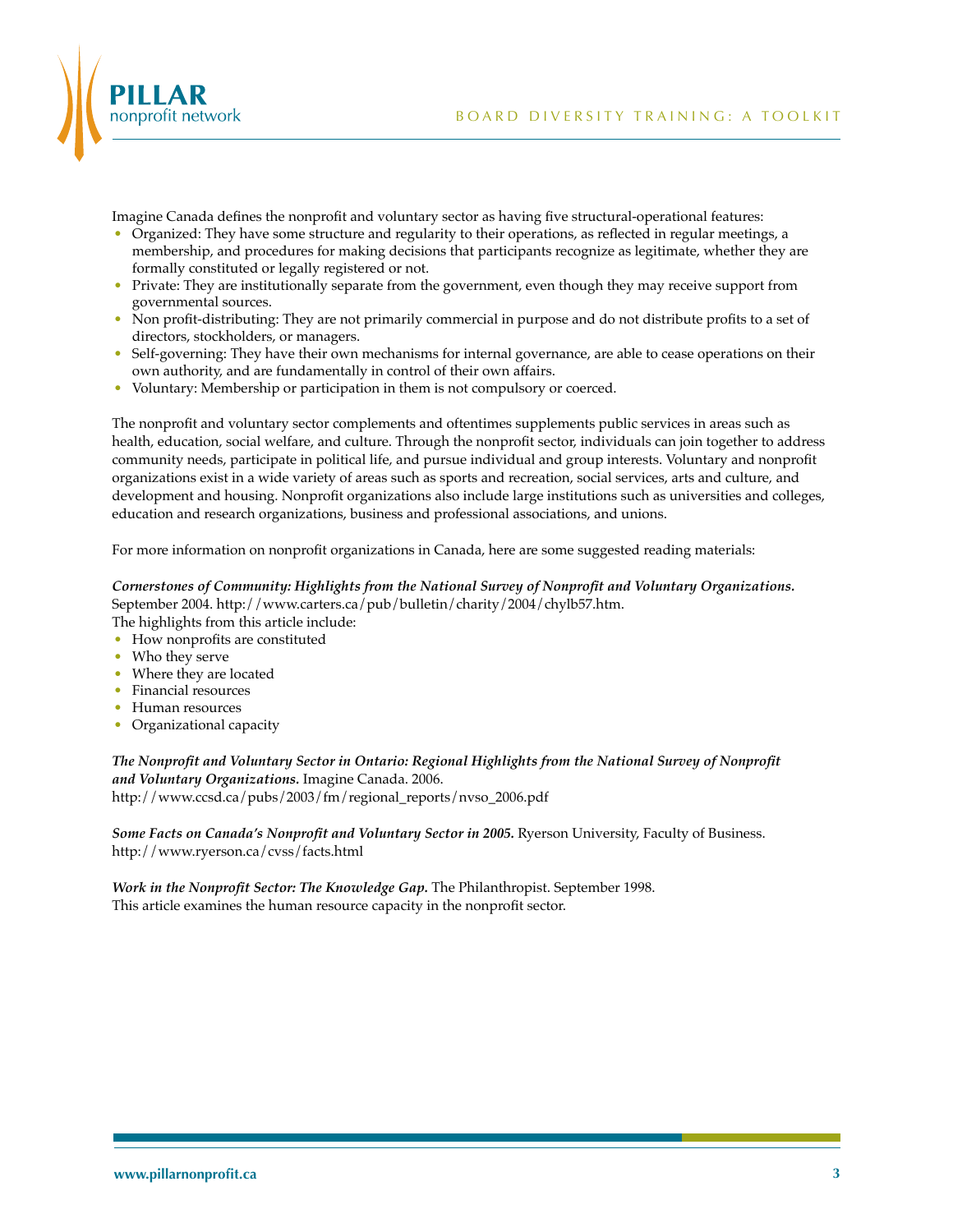Imagine Canada defines the nonprofit and voluntary sector as having five structural-operational features:

- Organized: They have some structure and regularity to their operations, as reflected in regular meetings, a membership, and procedures for making decisions that participants recognize as legitimate, whether they are formally constituted or legally registered or not.
- Private: They are institutionally separate from the government, even though they may receive support from governmental sources.
- Non profit-distributing: They are not primarily commercial in purpose and do not distribute profits to a set of directors, stockholders, or managers.
- Self-governing: They have their own mechanisms for internal governance, are able to cease operations on their own authority, and are fundamentally in control of their own affairs.
- Voluntary: Membership or participation in them is not compulsory or coerced.

The nonprofit and voluntary sector complements and oftentimes supplements public services in areas such as health, education, social welfare, and culture. Through the nonprofit sector, individuals can join together to address community needs, participate in political life, and pursue individual and group interests. Voluntary and nonprofit organizations exist in a wide variety of areas such as sports and recreation, social services, arts and culture, and development and housing. Nonprofit organizations also include large institutions such as universities and colleges, education and research organizations, business and professional associations, and unions.

For more information on nonprofit organizations in Canada, here are some suggested reading materials:

***Cornerstones of Community: Highlights from the National Survey of Nonprofit and Voluntary Organizations.*** September 2004. http://www.carters.ca/pub/bulletin/charity/2004/chylb57.htm.
The highlights from this article include:

- How nonprofits are constituted
- Who they serve
- Where they are located
- Financial resources
- Human resources
- Organizational capacity

***The Nonprofit and Voluntary Sector in Ontario: Regional Highlights from the National Survey of Nonprofit and Voluntary Organizations.*** Imagine Canada. 2006.
http://www.ccsd.ca/pubs/2003/fm/regional_reports/nvso_2006.pdf

***Some Facts on Canada's Nonprofit and Voluntary Sector in 2005.*** Ryerson University, Faculty of Business.
http://www.ryerson.ca/cvss/facts.html

***Work in the Nonprofit Sector: The Knowledge Gap.*** The Philanthropist. September 1998.
This article examines the human resource capacity in the nonprofit sector.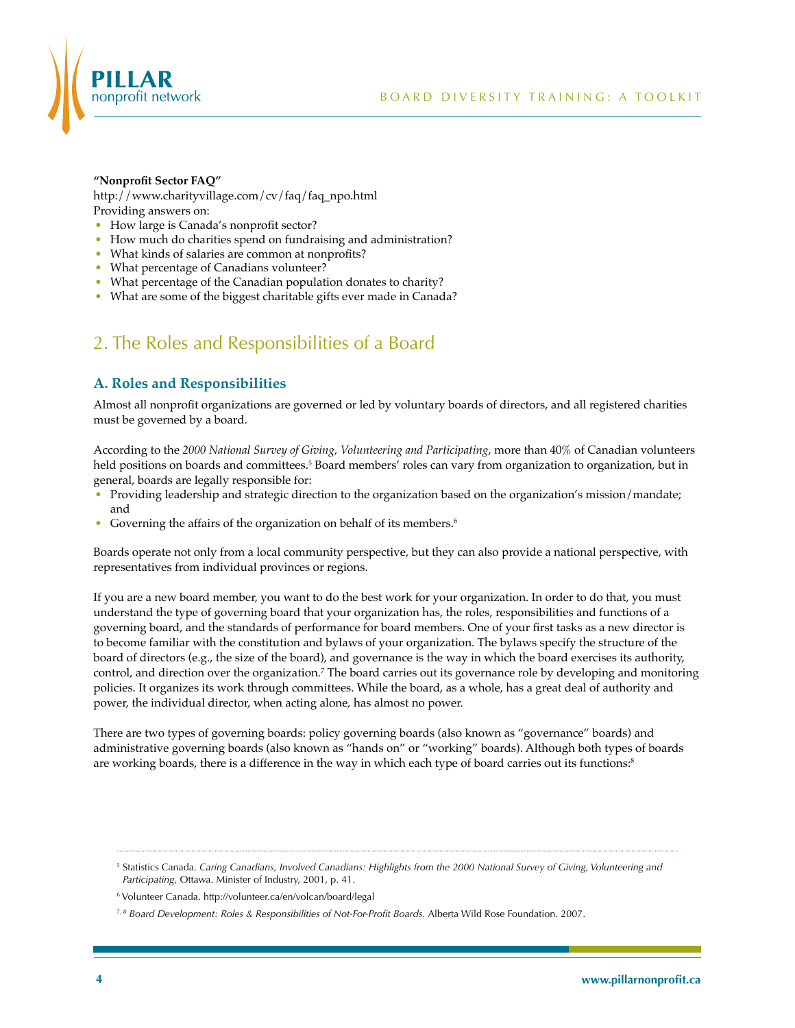**"Nonprofit Sector FAQ"**
http://www.charityvillage.com/cv/faq/faq_npo.html
Providing answers on:

- How large is Canada's nonprofit sector?
- How much do charities spend on fundraising and administration?
- What kinds of salaries are common at nonprofits?
- What percentage of Canadians volunteer?
- What percentage of the Canadian population donates to charity?
- What are some of the biggest charitable gifts ever made in Canada?

## 2. The Roles and Responsibilities of a Board

### A. Roles and Responsibilities

Almost all nonprofit organizations are governed or led by voluntary boards of directors, and all registered charities must be governed by a board.

According to the *2000 National Survey of Giving, Volunteering and Participating*, more than 40% of Canadian volunteers held positions on boards and committees.[5] Board members' roles can vary from organization to organization, but in general, boards are legally responsible for:

- Providing leadership and strategic direction to the organization based on the organization's mission/mandate; and
- Governing the affairs of the organization on behalf of its members.[6]

Boards operate not only from a local community perspective, but they can also provide a national perspective, with representatives from individual provinces or regions.

If you are a new board member, you want to do the best work for your organization. In order to do that, you must understand the type of governing board that your organization has, the roles, responsibilities and functions of a governing board, and the standards of performance for board members. One of your first tasks as a new director is to become familiar with the constitution and bylaws of your organization. The bylaws specify the structure of the board of directors (e.g., the size of the board), and governance is the way in which the board exercises its authority, control, and direction over the organization.[7] The board carries out its governance role by developing and monitoring policies. It organizes its work through committees. While the board, as a whole, has a great deal of authority and power, the individual director, when acting alone, has almost no power.

There are two types of governing boards: policy governing boards (also known as "governance" boards) and administrative governing boards (also known as "hands on" or "working" boards). Although both types of boards are working boards, there is a difference in the way in which each type of board carries out its functions:[8]

---

[5] Statistics Canada. *Caring Canadians, Involved Canadians: Highlights from the 2000 National Survey of Giving, Volunteering and Participating*, Ottawa. Minister of Industry, 2001, p. 41.

[6] Volunteer Canada. http://volunteer.ca/en/volcan/board/legal

[7, 8] *Board Development: Roles & Responsibilities of Not-For-Profit Boards.* Alberta Wild Rose Foundation. 2007.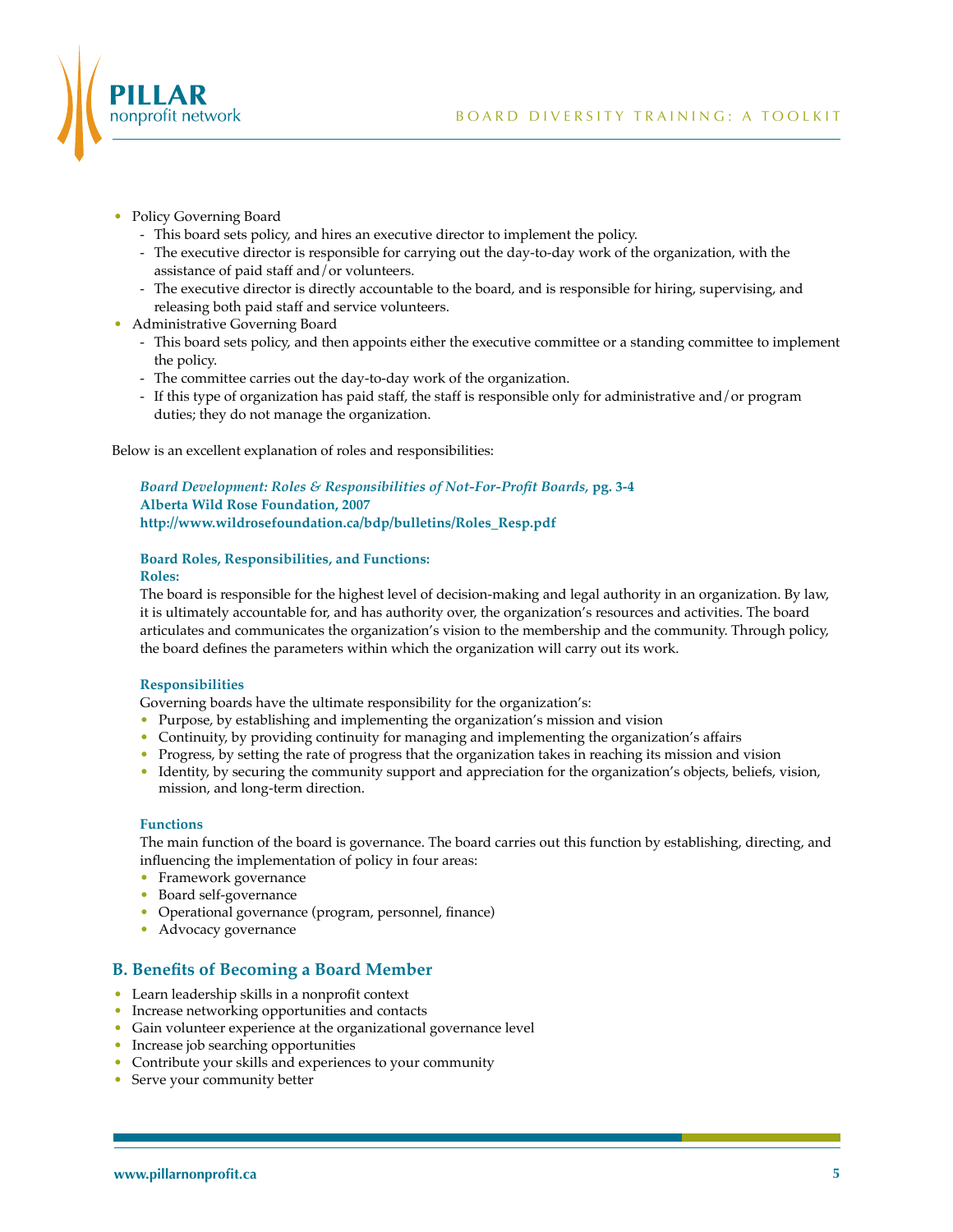- Policy Governing Board
  - This board sets policy, and hires an executive director to implement the policy.
  - The executive director is responsible for carrying out the day-to-day work of the organization, with the assistance of paid staff and/or volunteers.
  - The executive director is directly accountable to the board, and is responsible for hiring, supervising, and releasing both paid staff and service volunteers.
- Administrative Governing Board
  - This board sets policy, and then appoints either the executive committee or a standing committee to implement the policy.
  - The committee carries out the day-to-day work of the organization.
  - If this type of organization has paid staff, the staff is responsible only for administrative and/or program duties; they do not manage the organization.

Below is an excellent explanation of roles and responsibilities:

***Board Development: Roles & Responsibilities of Not-For-Profit Boards*, pg. 3-4**
**Alberta Wild Rose Foundation, 2007**
**http://www.wildrosefoundation.ca/bdp/bulletins/Roles_Resp.pdf**

**Board Roles, Responsibilities, and Functions:**

**Roles:**

The board is responsible for the highest level of decision-making and legal authority in an organization. By law, it is ultimately accountable for, and has authority over, the organization's resources and activities. The board articulates and communicates the organization's vision to the membership and the community. Through policy, the board defines the parameters within which the organization will carry out its work.

**Responsibilities**

Governing boards have the ultimate responsibility for the organization's:

- Purpose, by establishing and implementing the organization's mission and vision
- Continuity, by providing continuity for managing and implementing the organization's affairs
- Progress, by setting the rate of progress that the organization takes in reaching its mission and vision
- Identity, by securing the community support and appreciation for the organization's objects, beliefs, vision, mission, and long-term direction.

**Functions**

The main function of the board is governance. The board carries out this function by establishing, directing, and influencing the implementation of policy in four areas:

- Framework governance
- Board self-governance
- Operational governance (program, personnel, finance)
- Advocacy governance

## B. Benefits of Becoming a Board Member

- Learn leadership skills in a nonprofit context
- Increase networking opportunities and contacts
- Gain volunteer experience at the organizational governance level
- Increase job searching opportunities
- Contribute your skills and experiences to your community
- Serve your community better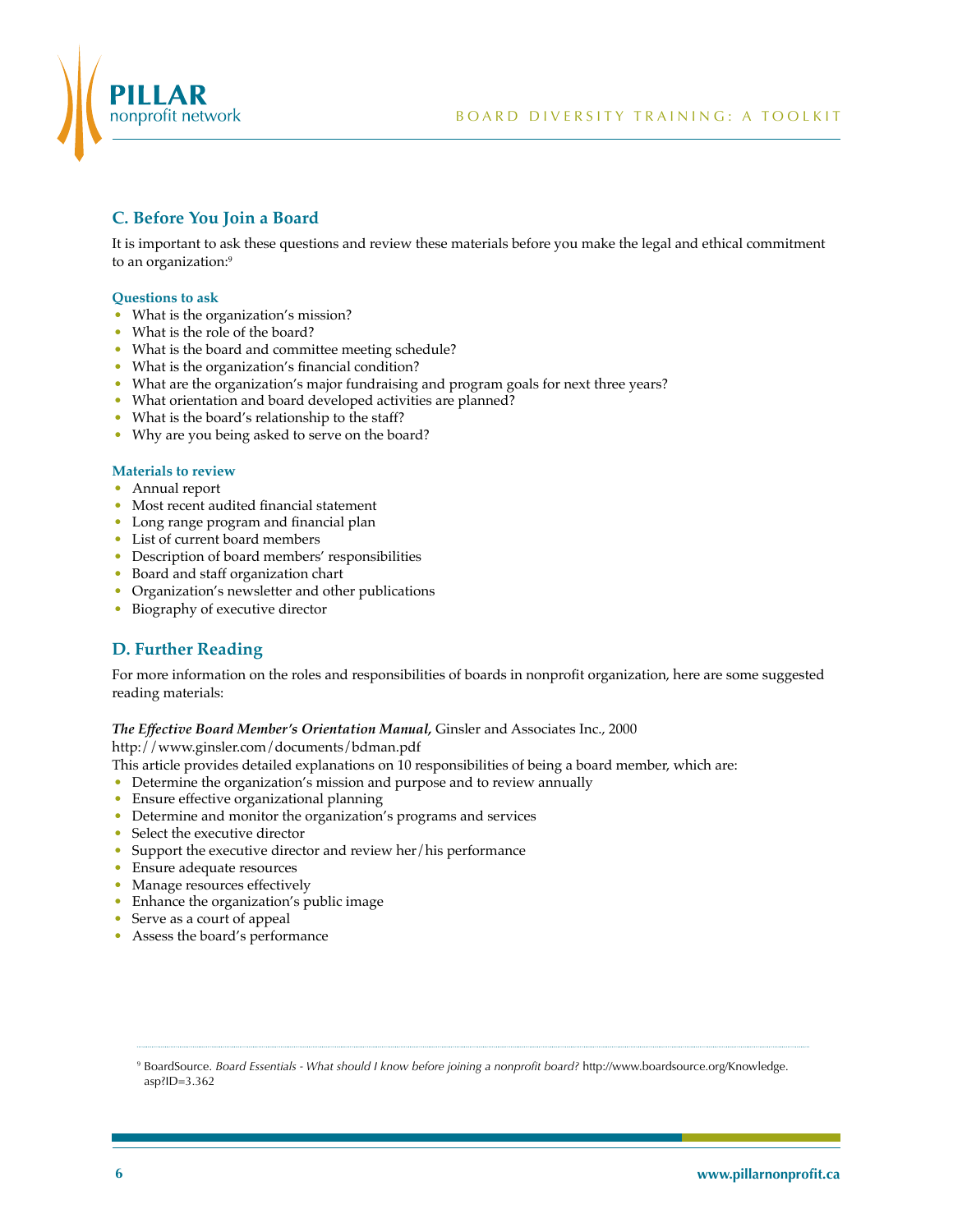## C. Before You Join a Board

It is important to ask these questions and review these materials before you make the legal and ethical commitment to an organization:[9]

### Questions to ask

- What is the organization's mission?
- What is the role of the board?
- What is the board and committee meeting schedule?
- What is the organization's financial condition?
- What are the organization's major fundraising and program goals for next three years?
- What orientation and board developed activities are planned?
- What is the board's relationship to the staff?
- Why are you being asked to serve on the board?

### Materials to review

- Annual report
- Most recent audited financial statement
- Long range program and financial plan
- List of current board members
- Description of board members' responsibilities
- Board and staff organization chart
- Organization's newsletter and other publications
- Biography of executive director

## D. Further Reading

For more information on the roles and responsibilities of boards in nonprofit organization, here are some suggested reading materials:

***The Effective Board Member's Orientation Manual,*** Ginsler and Associates Inc., 2000
http://www.ginsler.com/documents/bdman.pdf
This article provides detailed explanations on 10 responsibilities of being a board member, which are:

- Determine the organization's mission and purpose and to review annually
- Ensure effective organizational planning
- Determine and monitor the organization's programs and services
- Select the executive director
- Support the executive director and review her/his performance
- Ensure adequate resources
- Manage resources effectively
- Enhance the organization's public image
- Serve as a court of appeal
- Assess the board's performance

---

[9] BoardSource. *Board Essentials - What should I know before joining a nonprofit board?* http://www.boardsource.org/Knowledge.asp?ID=3.362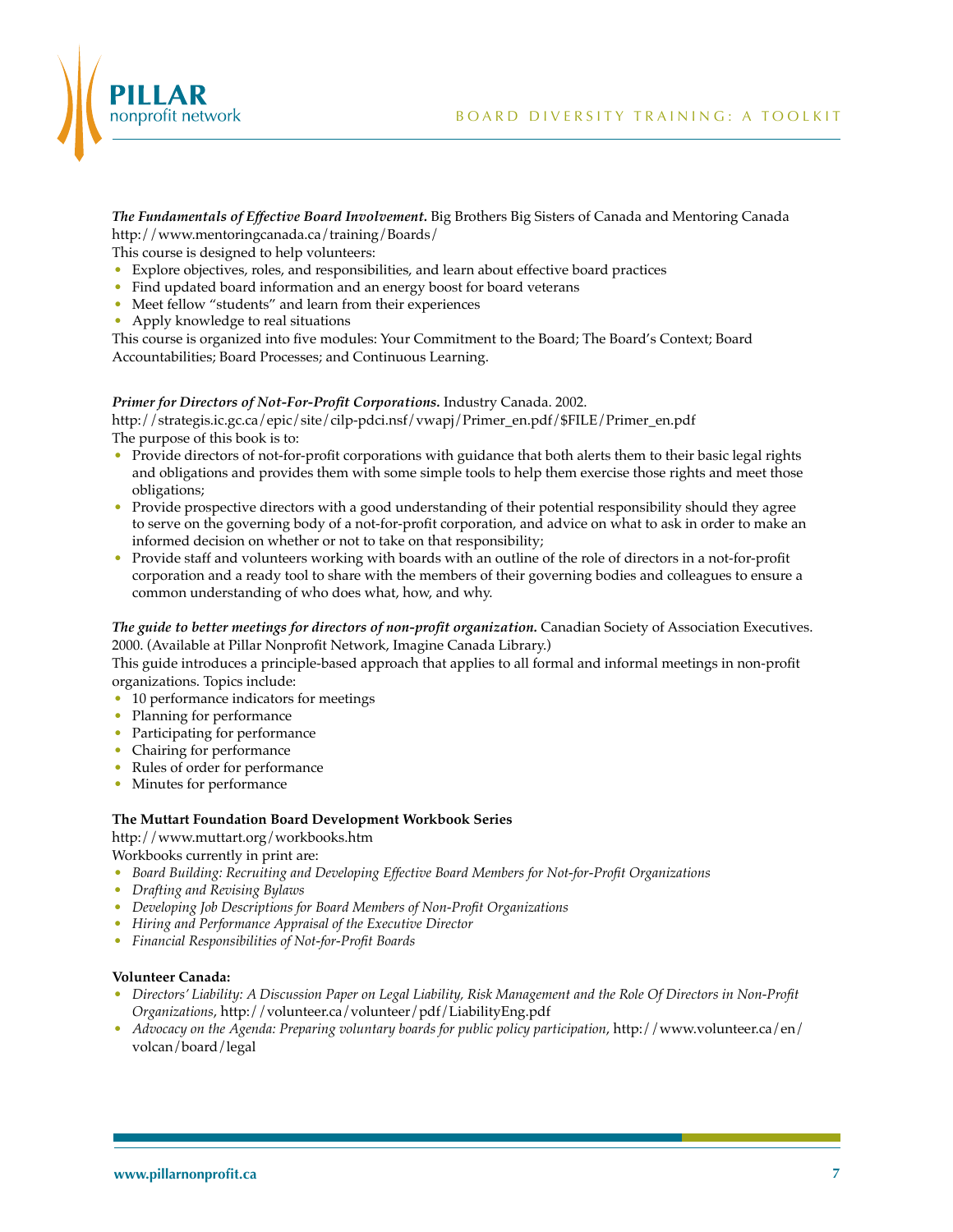***The Fundamentals of Effective Board Involvement.*** Big Brothers Big Sisters of Canada and Mentoring Canada
http://www.mentoringcanada.ca/training/Boards/
This course is designed to help volunteers:

- Explore objectives, roles, and responsibilities, and learn about effective board practices
- Find updated board information and an energy boost for board veterans
- Meet fellow "students" and learn from their experiences
- Apply knowledge to real situations

This course is organized into five modules: Your Commitment to the Board; The Board's Context; Board Accountabilities; Board Processes; and Continuous Learning.

***Primer for Directors of Not-For-Profit Corporations.*** Industry Canada. 2002.
http://strategis.ic.gc.ca/epic/site/cilp-pdci.nsf/vwapj/Primer_en.pdf/$FILE/Primer_en.pdf
The purpose of this book is to:

- Provide directors of not-for-profit corporations with guidance that both alerts them to their basic legal rights and obligations and provides them with some simple tools to help them exercise those rights and meet those obligations;
- Provide prospective directors with a good understanding of their potential responsibility should they agree to serve on the governing body of a not-for-profit corporation, and advice on what to ask in order to make an informed decision on whether or not to take on that responsibility;
- Provide staff and volunteers working with boards with an outline of the role of directors in a not-for-profit corporation and a ready tool to share with the members of their governing bodies and colleagues to ensure a common understanding of who does what, how, and why.

***The guide to better meetings for directors of non-profit organization.*** Canadian Society of Association Executives. 2000. (Available at Pillar Nonprofit Network, Imagine Canada Library.)
This guide introduces a principle-based approach that applies to all formal and informal meetings in non-profit organizations. Topics include:

- 10 performance indicators for meetings
- Planning for performance
- Participating for performance
- Chairing for performance
- Rules of order for performance
- Minutes for performance

**The Muttart Foundation Board Development Workbook Series**
http://www.muttart.org/workbooks.htm
Workbooks currently in print are:

- *Board Building: Recruiting and Developing Effective Board Members for Not-for-Profit Organizations*
- *Drafting and Revising Bylaws*
- *Developing Job Descriptions for Board Members of Non-Profit Organizations*
- *Hiring and Performance Appraisal of the Executive Director*
- *Financial Responsibilities of Not-for-Profit Boards*

**Volunteer Canada:**

- *Directors' Liability: A Discussion Paper on Legal Liability, Risk Management and the Role Of Directors in Non-Profit Organizations*, http://volunteer.ca/volunteer/pdf/LiabilityEng.pdf
- *Advocacy on the Agenda: Preparing voluntary boards for public policy participation*, http://www.volunteer.ca/en/volcan/board/legal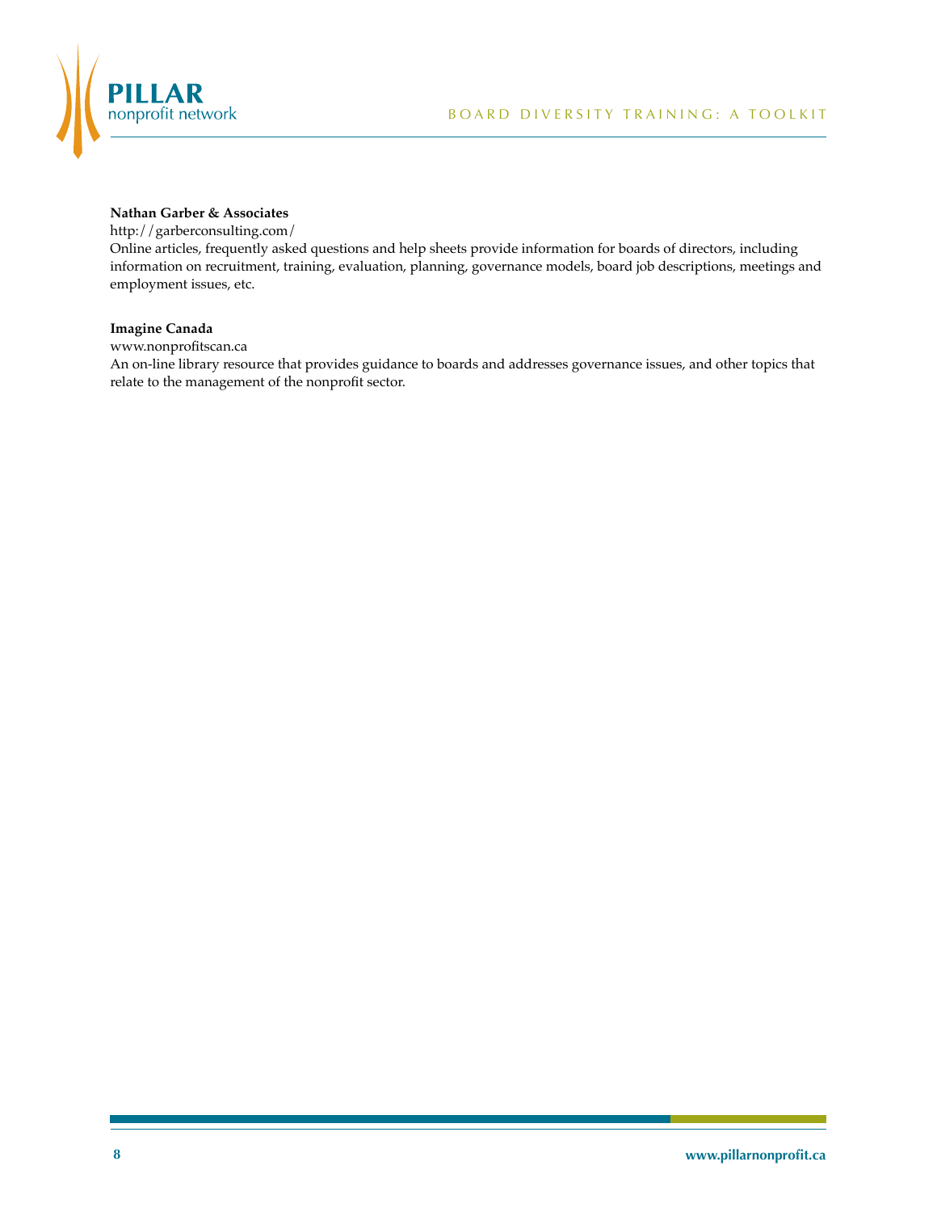**Nathan Garber & Associates**
http://garberconsulting.com/
Online articles, frequently asked questions and help sheets provide information for boards of directors, including information on recruitment, training, evaluation, planning, governance models, board job descriptions, meetings and employment issues, etc.

**Imagine Canada**
www.nonprofitscan.ca
An on-line library resource that provides guidance to boards and addresses governance issues, and other topics that relate to the management of the nonprofit sector.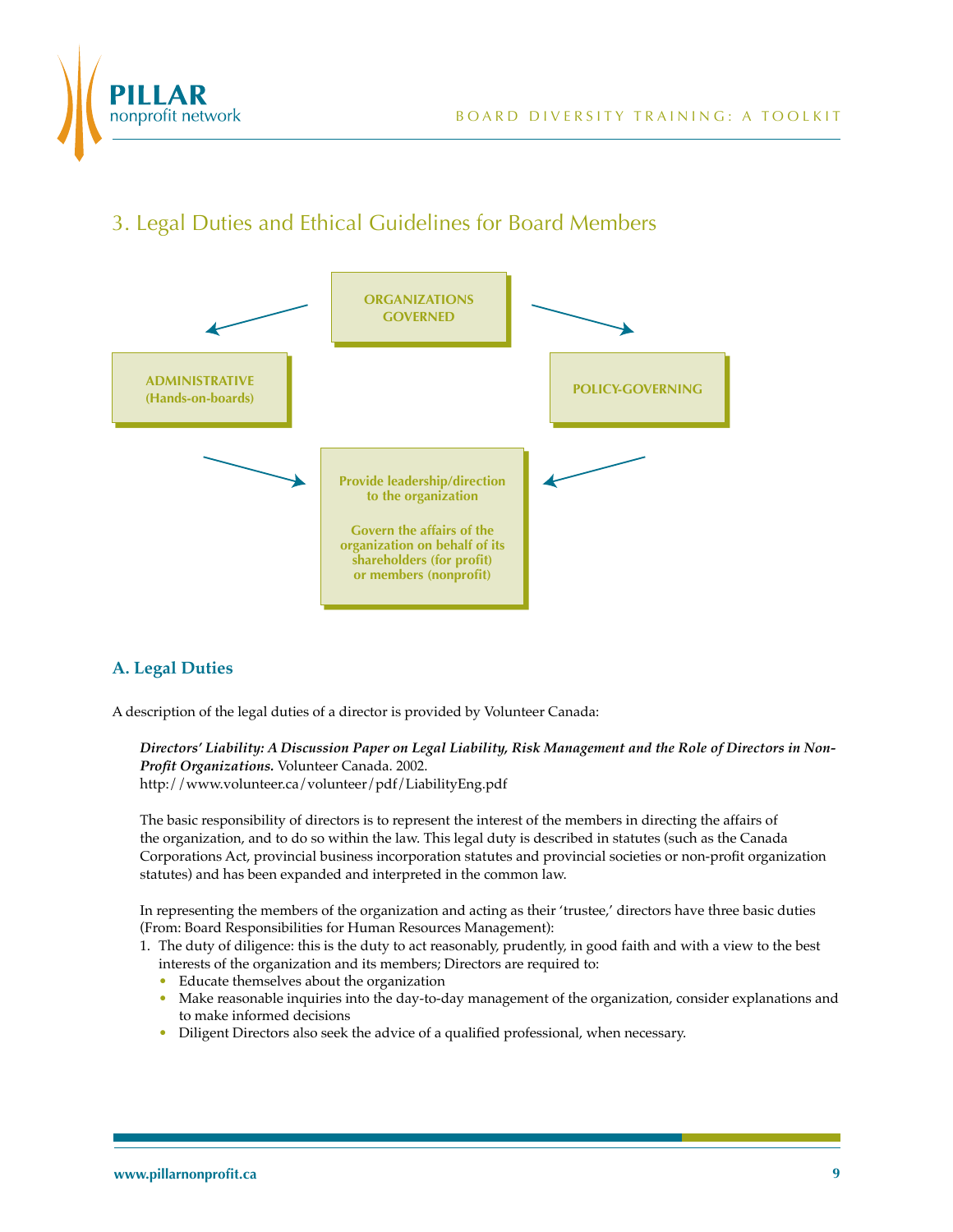# 3. Legal Duties and Ethical Guidelines for Board Members

**ORGANIZATIONS GOVERNED**

**ADMINISTRATIVE (Hands-on-boards)**

**POLICY-GOVERNING**

**Provide leadership/direction to the organization**

**Govern the affairs of the organization on behalf of its shareholders (for profit) or members (nonprofit)**

## A. Legal Duties

A description of the legal duties of a director is provided by Volunteer Canada:

> ***Directors' Liability: A Discussion Paper on Legal Liability, Risk Management and the Role of Directors in Non-Profit Organizations.*** Volunteer Canada. 2002.
> http://www.volunteer.ca/volunteer/pdf/LiabilityEng.pdf
>
> The basic responsibility of directors is to represent the interest of the members in directing the affairs of the organization, and to do so within the law. This legal duty is described in statutes (such as the Canada Corporations Act, provincial business incorporation statutes and provincial societies or non-profit organization statutes) and has been expanded and interpreted in the common law.
>
> In representing the members of the organization and acting as their 'trustee,' directors have three basic duties (From: Board Responsibilities for Human Resources Management):
>
> 1. The duty of diligence: this is the duty to act reasonably, prudently, in good faith and with a view to the best interests of the organization and its members; Directors are required to:
>    - Educate themselves about the organization
>    - Make reasonable inquiries into the day-to-day management of the organization, consider explanations and to make informed decisions
>    - Diligent Directors also seek the advice of a qualified professional, when necessary.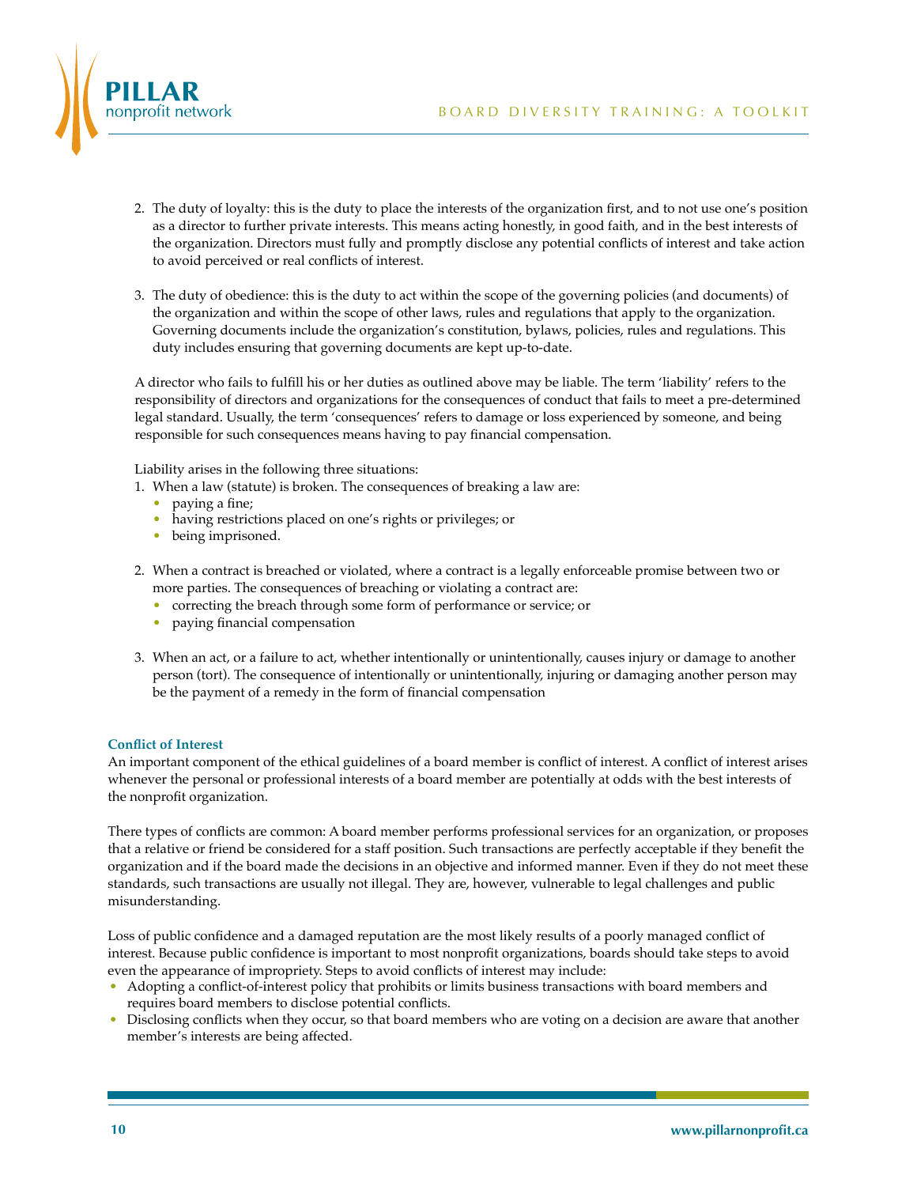2. The duty of loyalty: this is the duty to place the interests of the organization first, and to not use one's position as a director to further private interests. This means acting honestly, in good faith, and in the best interests of the organization. Directors must fully and promptly disclose any potential conflicts of interest and take action to avoid perceived or real conflicts of interest.

3. The duty of obedience: this is the duty to act within the scope of the governing policies (and documents) of the organization and within the scope of other laws, rules and regulations that apply to the organization. Governing documents include the organization's constitution, bylaws, policies, rules and regulations. This duty includes ensuring that governing documents are kept up-to-date.

A director who fails to fulfill his or her duties as outlined above may be liable. The term 'liability' refers to the responsibility of directors and organizations for the consequences of conduct that fails to meet a pre-determined legal standard. Usually, the term 'consequences' refers to damage or loss experienced by someone, and being responsible for such consequences means having to pay financial compensation.

Liability arises in the following three situations:

1. When a law (statute) is broken. The consequences of breaking a law are:
   - paying a fine;
   - having restrictions placed on one's rights or privileges; or
   - being imprisoned.

2. When a contract is breached or violated, where a contract is a legally enforceable promise between two or more parties. The consequences of breaching or violating a contract are:
   - correcting the breach through some form of performance or service; or
   - paying financial compensation

3. When an act, or a failure to act, whether intentionally or unintentionally, causes injury or damage to another person (tort). The consequence of intentionally or unintentionally, injuring or damaging another person may be the payment of a remedy in the form of financial compensation

**Conflict of Interest**

An important component of the ethical guidelines of a board member is conflict of interest. A conflict of interest arises whenever the personal or professional interests of a board member are potentially at odds with the best interests of the nonprofit organization.

There types of conflicts are common: A board member performs professional services for an organization, or proposes that a relative or friend be considered for a staff position. Such transactions are perfectly acceptable if they benefit the organization and if the board made the decisions in an objective and informed manner. Even if they do not meet these standards, such transactions are usually not illegal. They are, however, vulnerable to legal challenges and public misunderstanding.

Loss of public confidence and a damaged reputation are the most likely results of a poorly managed conflict of interest. Because public confidence is important to most nonprofit organizations, boards should take steps to avoid even the appearance of impropriety. Steps to avoid conflicts of interest may include:

- Adopting a conflict-of-interest policy that prohibits or limits business transactions with board members and requires board members to disclose potential conflicts.
- Disclosing conflicts when they occur, so that board members who are voting on a decision are aware that another member's interests are being affected.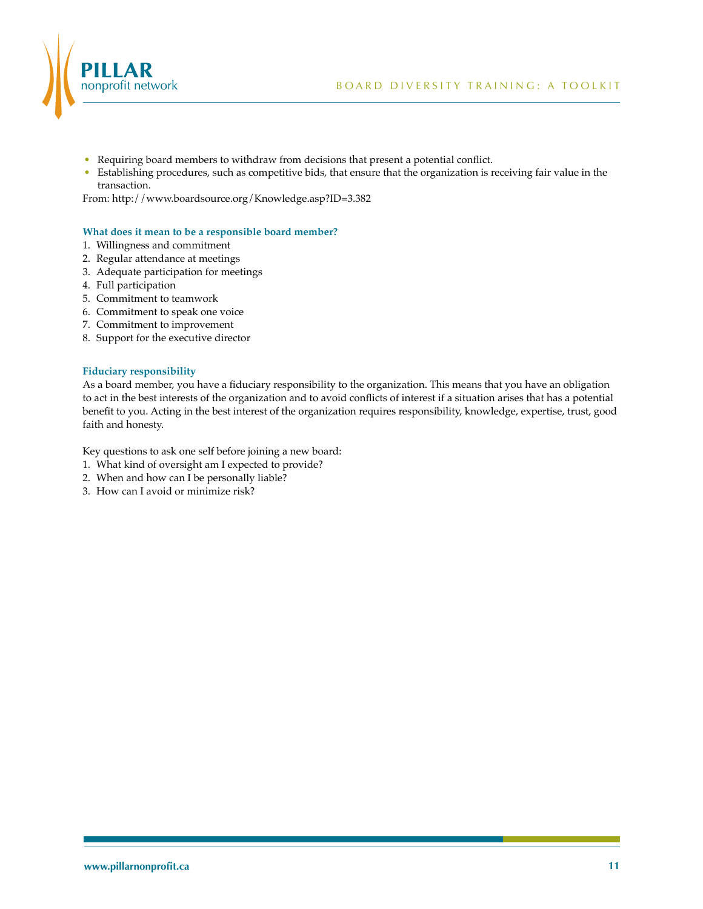- Requiring board members to withdraw from decisions that present a potential conflict.
- Establishing procedures, such as competitive bids, that ensure that the organization is receiving fair value in the transaction.

From: http://www.boardsource.org/Knowledge.asp?ID=3.382

### What does it mean to be a responsible board member?

1. Willingness and commitment
2. Regular attendance at meetings
3. Adequate participation for meetings
4. Full participation
5. Commitment to teamwork
6. Commitment to speak one voice
7. Commitment to improvement
8. Support for the executive director

### Fiduciary responsibility

As a board member, you have a fiduciary responsibility to the organization. This means that you have an obligation to act in the best interests of the organization and to avoid conflicts of interest if a situation arises that has a potential benefit to you. Acting in the best interest of the organization requires responsibility, knowledge, expertise, trust, good faith and honesty.

Key questions to ask one self before joining a new board:

1. What kind of oversight am I expected to provide?
2. When and how can I be personally liable?
3. How can I avoid or minimize risk?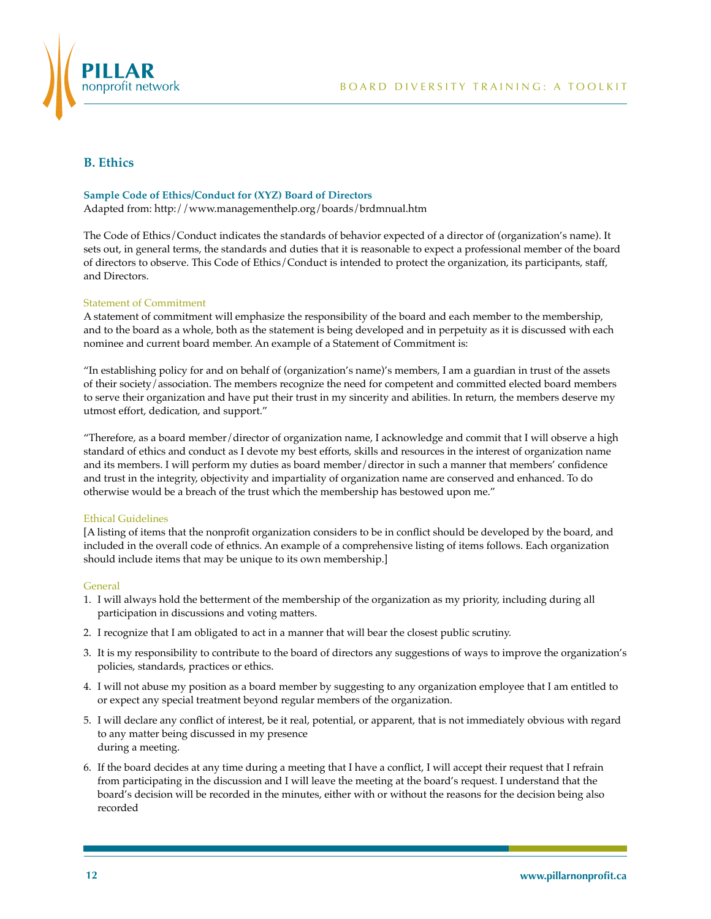## B. Ethics

**Sample Code of Ethics/Conduct for (XYZ) Board of Directors**
Adapted from: http://www.managementhelp.org/boards/brdmnual.htm

The Code of Ethics/Conduct indicates the standards of behavior expected of a director of (organization's name). It sets out, in general terms, the standards and duties that it is reasonable to expect a professional member of the board of directors to observe. This Code of Ethics/Conduct is intended to protect the organization, its participants, staff, and Directors.

### Statement of Commitment

A statement of commitment will emphasize the responsibility of the board and each member to the membership, and to the board as a whole, both as the statement is being developed and in perpetuity as it is discussed with each nominee and current board member. An example of a Statement of Commitment is:

"In establishing policy for and on behalf of (organization's name)'s members, I am a guardian in trust of the assets of their society/association. The members recognize the need for competent and committed elected board members to serve their organization and have put their trust in my sincerity and abilities. In return, the members deserve my utmost effort, dedication, and support."

"Therefore, as a board member/director of organization name, I acknowledge and commit that I will observe a high standard of ethics and conduct as I devote my best efforts, skills and resources in the interest of organization name and its members. I will perform my duties as board member/director in such a manner that members' confidence and trust in the integrity, objectivity and impartiality of organization name are conserved and enhanced. To do otherwise would be a breach of the trust which the membership has bestowed upon me."

### Ethical Guidelines

[A listing of items that the nonprofit organization considers to be in conflict should be developed by the board, and included in the overall code of ethnics. An example of a comprehensive listing of items follows. Each organization should include items that may be unique to its own membership.]

### General

1. I will always hold the betterment of the membership of the organization as my priority, including during all participation in discussions and voting matters.
2. I recognize that I am obligated to act in a manner that will bear the closest public scrutiny.
3. It is my responsibility to contribute to the board of directors any suggestions of ways to improve the organization's policies, standards, practices or ethics.
4. I will not abuse my position as a board member by suggesting to any organization employee that I am entitled to or expect any special treatment beyond regular members of the organization.
5. I will declare any conflict of interest, be it real, potential, or apparent, that is not immediately obvious with regard to any matter being discussed in my presence during a meeting.
6. If the board decides at any time during a meeting that I have a conflict, I will accept their request that I refrain from participating in the discussion and I will leave the meeting at the board's request. I understand that the board's decision will be recorded in the minutes, either with or without the reasons for the decision being also recorded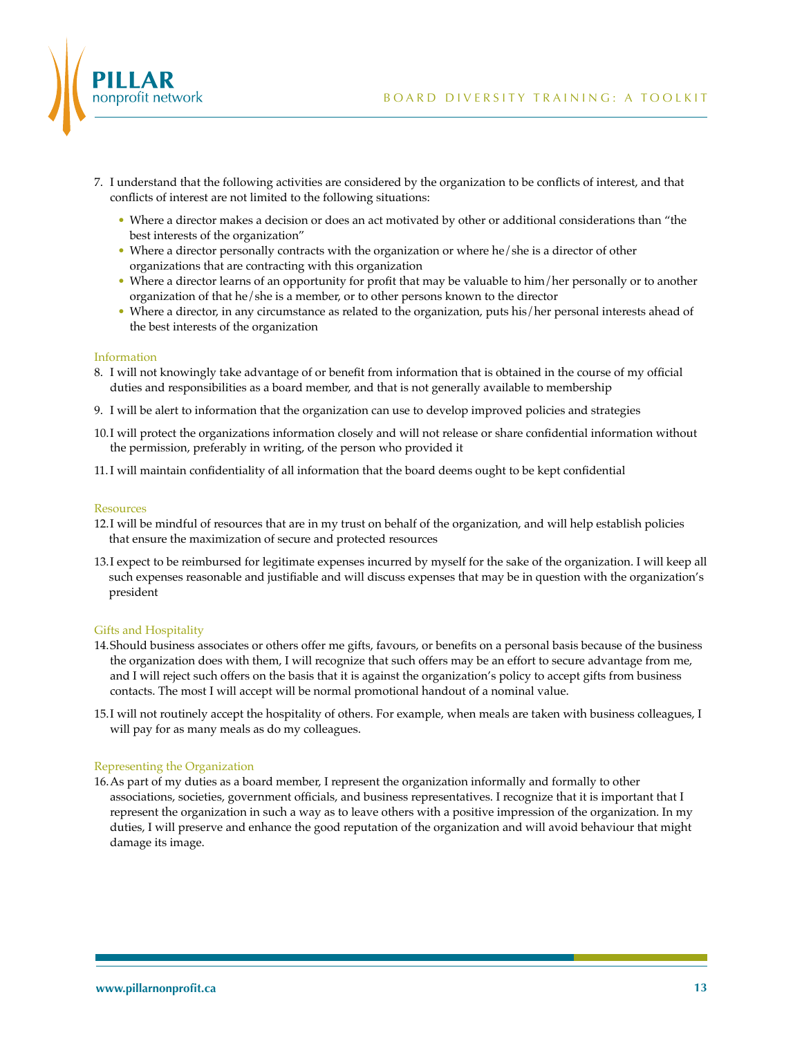7. I understand that the following activities are considered by the organization to be conflicts of interest, and that conflicts of interest are not limited to the following situations:
   - Where a director makes a decision or does an act motivated by other or additional considerations than "the best interests of the organization"
   - Where a director personally contracts with the organization or where he/she is a director of other organizations that are contracting with this organization
   - Where a director learns of an opportunity for profit that may be valuable to him/her personally or to another organization of that he/she is a member, or to other persons known to the director
   - Where a director, in any circumstance as related to the organization, puts his/her personal interests ahead of the best interests of the organization

### Information

8. I will not knowingly take advantage of or benefit from information that is obtained in the course of my official duties and responsibilities as a board member, and that is not generally available to membership
9. I will be alert to information that the organization can use to develop improved policies and strategies
10. I will protect the organizations information closely and will not release or share confidential information without the permission, preferably in writing, of the person who provided it
11. I will maintain confidentiality of all information that the board deems ought to be kept confidential

### Resources

12. I will be mindful of resources that are in my trust on behalf of the organization, and will help establish policies that ensure the maximization of secure and protected resources
13. I expect to be reimbursed for legitimate expenses incurred by myself for the sake of the organization. I will keep all such expenses reasonable and justifiable and will discuss expenses that may be in question with the organization's president

### Gifts and Hospitality

14. Should business associates or others offer me gifts, favours, or benefits on a personal basis because of the business the organization does with them, I will recognize that such offers may be an effort to secure advantage from me, and I will reject such offers on the basis that it is against the organization's policy to accept gifts from business contacts. The most I will accept will be normal promotional handout of a nominal value.
15. I will not routinely accept the hospitality of others. For example, when meals are taken with business colleagues, I will pay for as many meals as do my colleagues.

### Representing the Organization

16. As part of my duties as a board member, I represent the organization informally and formally to other associations, societies, government officials, and business representatives. I recognize that it is important that I represent the organization in such a way as to leave others with a positive impression of the organization. In my duties, I will preserve and enhance the good reputation of the organization and will avoid behaviour that might damage its image.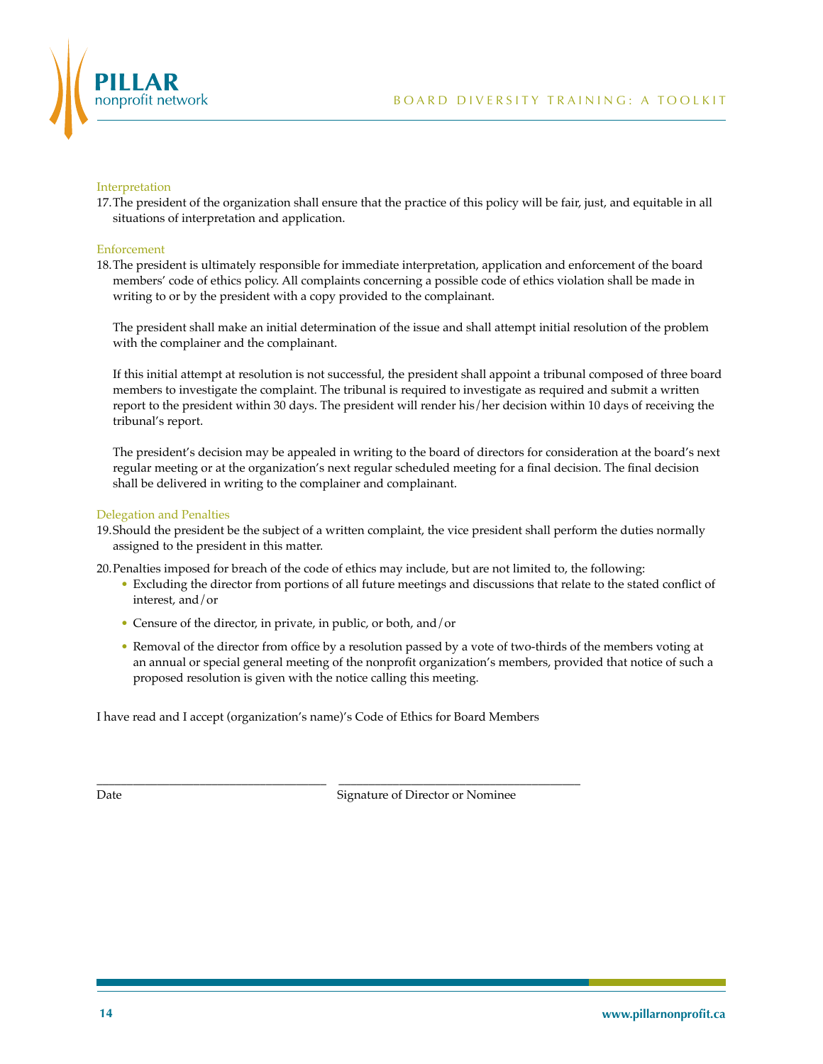### Interpretation

17. The president of the organization shall ensure that the practice of this policy will be fair, just, and equitable in all situations of interpretation and application.

### Enforcement

18. The president is ultimately responsible for immediate interpretation, application and enforcement of the board members' code of ethics policy. All complaints concerning a possible code of ethics violation shall be made in writing to or by the president with a copy provided to the complainant.

    The president shall make an initial determination of the issue and shall attempt initial resolution of the problem with the complainer and the complainant.

    If this initial attempt at resolution is not successful, the president shall appoint a tribunal composed of three board members to investigate the complaint. The tribunal is required to investigate as required and submit a written report to the president within 30 days. The president will render his/her decision within 10 days of receiving the tribunal's report.

    The president's decision may be appealed in writing to the board of directors for consideration at the board's next regular meeting or at the organization's next regular scheduled meeting for a final decision. The final decision shall be delivered in writing to the complainer and complainant.

### Delegation and Penalties

19. Should the president be the subject of a written complaint, the vice president shall perform the duties normally assigned to the president in this matter.

20. Penalties imposed for breach of the code of ethics may include, but are not limited to, the following:
    - Excluding the director from portions of all future meetings and discussions that relate to the stated conflict of interest, and/or
    - Censure of the director, in private, in public, or both, and/or
    - Removal of the director from office by a resolution passed by a vote of two-thirds of the members voting at an annual or special general meeting of the nonprofit organization's members, provided that notice of such a proposed resolution is given with the notice calling this meeting.

I have read and I accept (organization's name)'s Code of Ethics for Board Members

\_\_\_\_\_\_\_\_\_\_\_\_\_\_\_\_\_\_\_\_\_\_\_\_\_\_\_\_\_\_ \_\_\_\_\_\_\_\_\_\_\_\_\_\_\_\_\_\_\_\_\_\_\_\_\_\_\_\_\_\_

Date                                                        Signature of Director or Nominee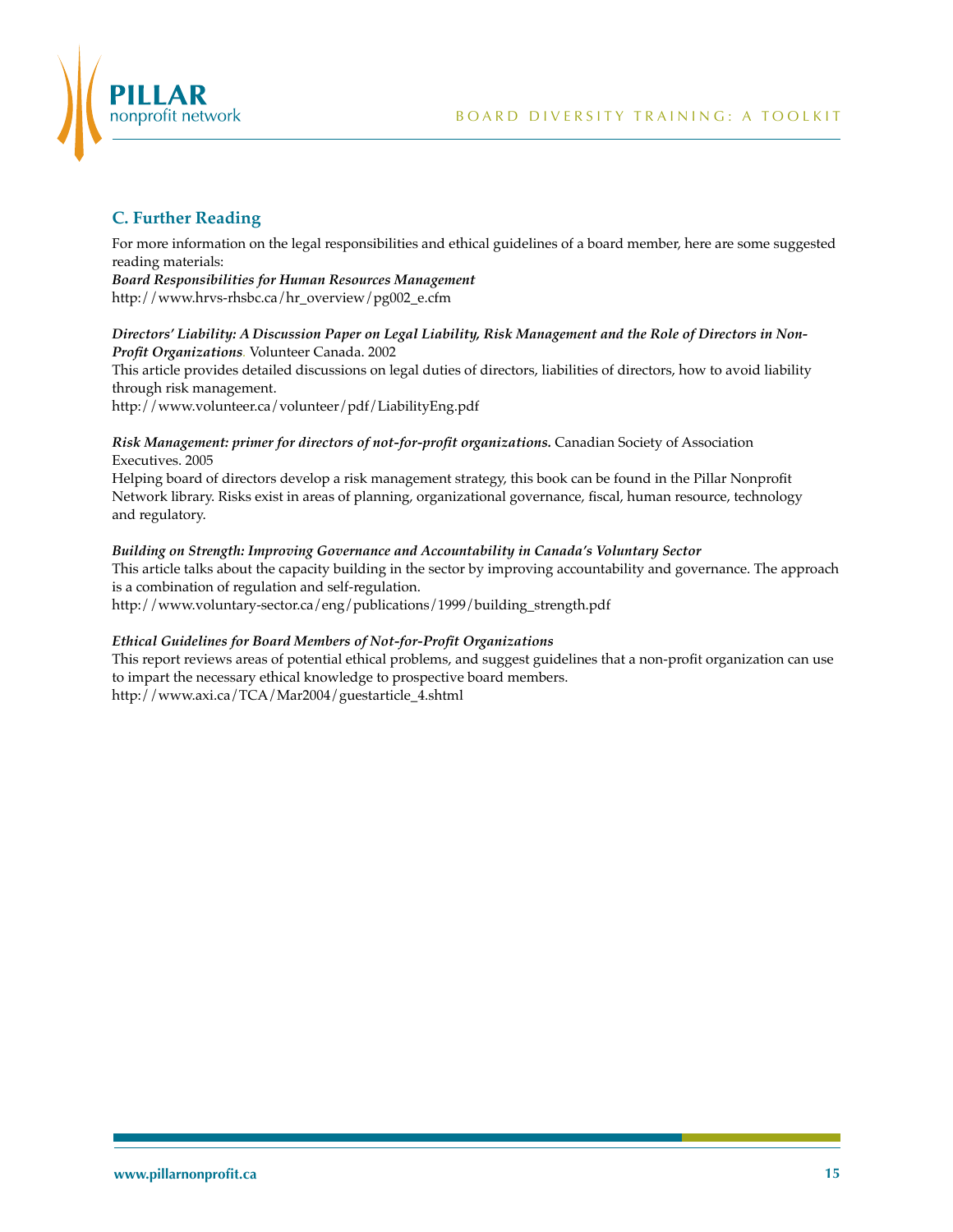## C. Further Reading

For more information on the legal responsibilities and ethical guidelines of a board member, here are some suggested reading materials:

***Board Responsibilities for Human Resources Management***
http://www.hrvs-rhsbc.ca/hr_overview/pg002_e.cfm

***Directors' Liability: A Discussion Paper on Legal Liability, Risk Management and the Role of Directors in Non-Profit Organizations***. Volunteer Canada. 2002
This article provides detailed discussions on legal duties of directors, liabilities of directors, how to avoid liability through risk management.
http://www.volunteer.ca/volunteer/pdf/LiabilityEng.pdf

***Risk Management: primer for directors of not-for-profit organizations.*** Canadian Society of Association Executives. 2005
Helping board of directors develop a risk management strategy, this book can be found in the Pillar Nonprofit Network library. Risks exist in areas of planning, organizational governance, fiscal, human resource, technology and regulatory.

***Building on Strength: Improving Governance and Accountability in Canada's Voluntary Sector***
This article talks about the capacity building in the sector by improving accountability and governance. The approach is a combination of regulation and self-regulation.
http://www.voluntary-sector.ca/eng/publications/1999/building_strength.pdf

***Ethical Guidelines for Board Members of Not-for-Profit Organizations***
This report reviews areas of potential ethical problems, and suggest guidelines that a non-profit organization can use to impart the necessary ethical knowledge to prospective board members.
http://www.axi.ca/TCA/Mar2004/guestarticle_4.shtml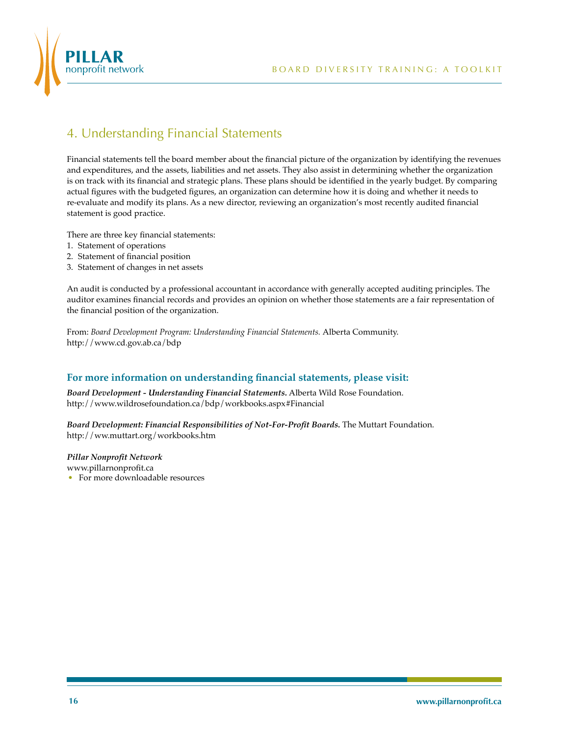## 4. Understanding Financial Statements

Financial statements tell the board member about the financial picture of the organization by identifying the revenues and expenditures, and the assets, liabilities and net assets. They also assist in determining whether the organization is on track with its financial and strategic plans. These plans should be identified in the yearly budget. By comparing actual figures with the budgeted figures, an organization can determine how it is doing and whether it needs to re-evaluate and modify its plans. As a new director, reviewing an organization's most recently audited financial statement is good practice.

There are three key financial statements:

1. Statement of operations
2. Statement of financial position
3. Statement of changes in net assets

An audit is conducted by a professional accountant in accordance with generally accepted auditing principles. The auditor examines financial records and provides an opinion on whether those statements are a fair representation of the financial position of the organization.

From: *Board Development Program: Understanding Financial Statements.* Alberta Community. http://www.cd.gov.ab.ca/bdp

### For more information on understanding financial statements, please visit:

***Board Development - Understanding Financial Statements.*** Alberta Wild Rose Foundation.
http://www.wildrosefoundation.ca/bdp/workbooks.aspx#Financial

***Board Development: Financial Responsibilities of Not-For-Profit Boards.*** The Muttart Foundation.
http://ww.muttart.org/workbooks.htm

***Pillar Nonprofit Network***
www.pillarnonprofit.ca

- For more downloadable resources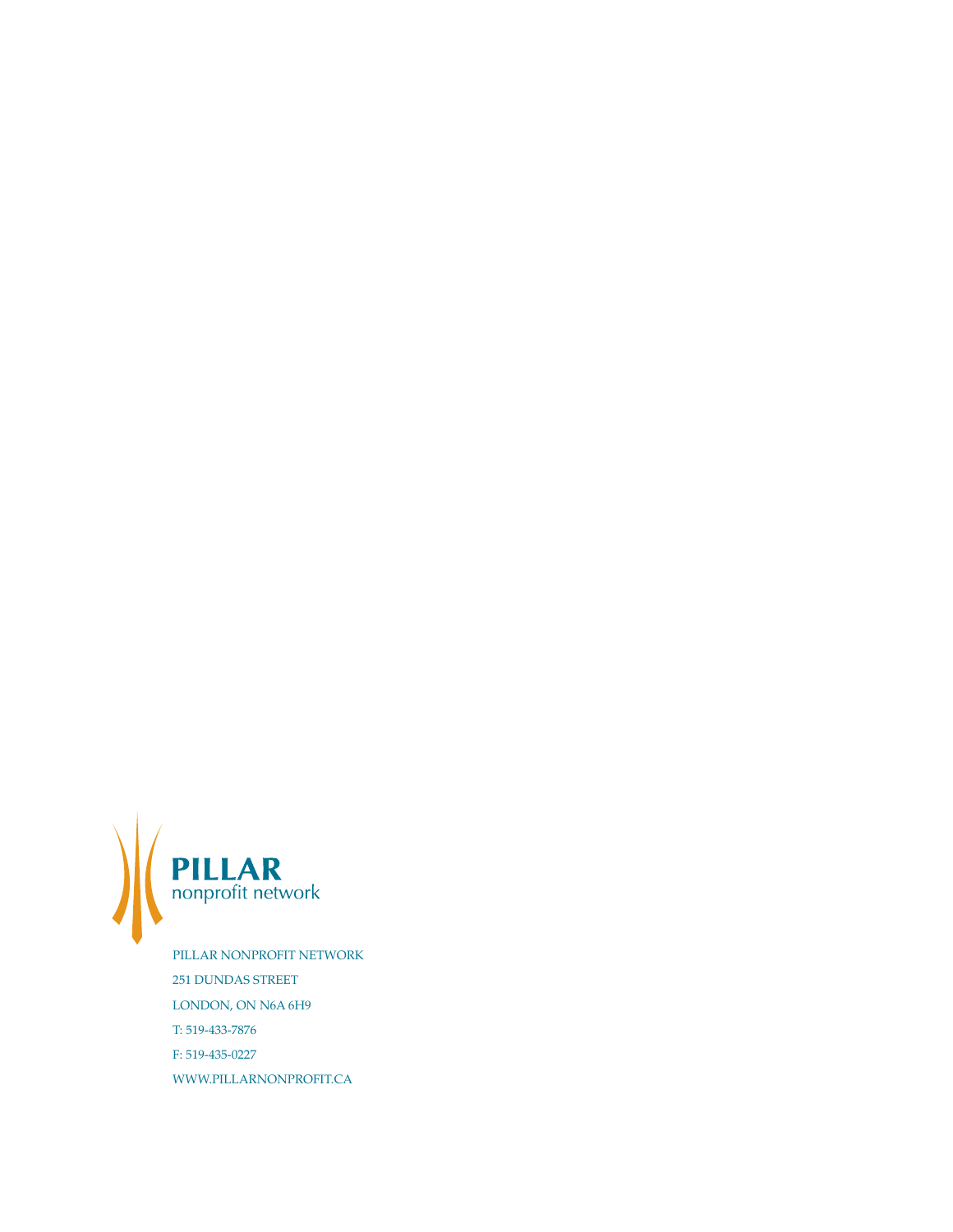**PILLAR**
nonprofit network

PILLAR NONPROFIT NETWORK

251 DUNDAS STREET

LONDON, ON N6A 6H9

T: 519-433-7876

F: 519-435-0227

WWW.PILLARNONPROFIT.CA